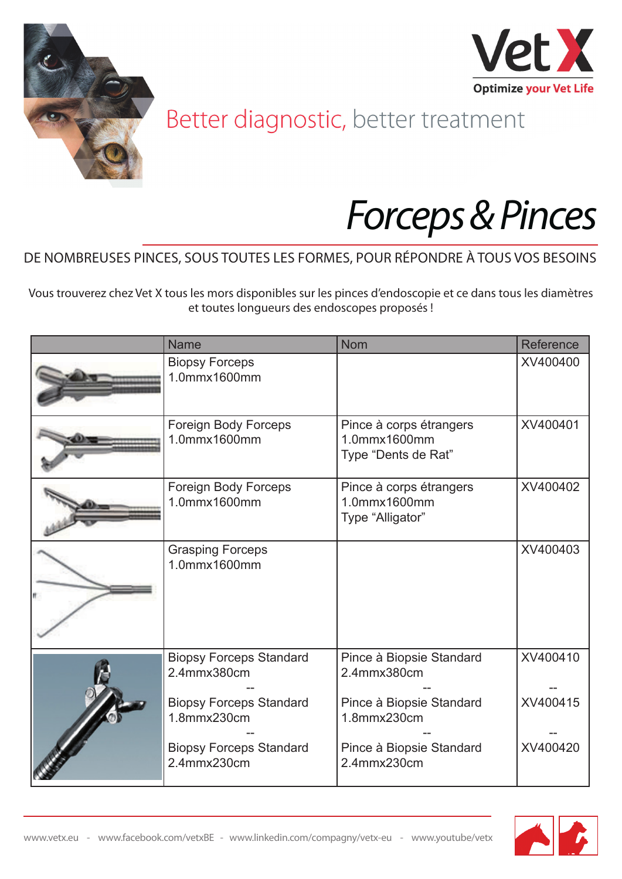Vet X

Optimize your Vet Life

Better diagnostic, better treatment

# *Forceps & Pinces*

## DE NOMBREUSES PINCES, SOUS TOUTES LES FORMES, POUR RÉPONDRE À TOUS VOS BESOINS

Vous trouverez chez Vet X tous les mors disponibles sur les pinces d'endoscopie et ce dans tous les diamètres et toutes longueurs des endoscopes proposés !

| | Name | Nom | Reference |
|---|---|---|---|
| | Biopsy Forceps 1.0mmx1600mm | | XV400400 |
| | Foreign Body Forceps 1.0mmx1600mm | Pince à corps étrangers 1.0mmx1600mm Type "Dents de Rat" | XV400401 |
| | Foreign Body Forceps 1.0mmx1600mm | Pince à corps étrangers 1.0mmx1600mm Type "Alligator" | XV400402 |
| | Grasping Forceps 1.0mmx1600mm | | XV400403 |
| | Biopsy Forceps Standard 2.4mmx380cm -- Biopsy Forceps Standard 1.8mmx230cm -- Biopsy Forceps Standard 2.4mmx230cm | Pince à Biopsie Standard 2.4mmx380cm -- Pince à Biopsie Standard 1.8mmx230cm -- Pince à Biopsie Standard 2.4mmx230cm | XV400410 -- XV400415 -- XV400420 |

www.vetx.eu - www.facebook.com/vetxBE - www.linkedin.com/compagny/vetx-eu - www.youtube/vetx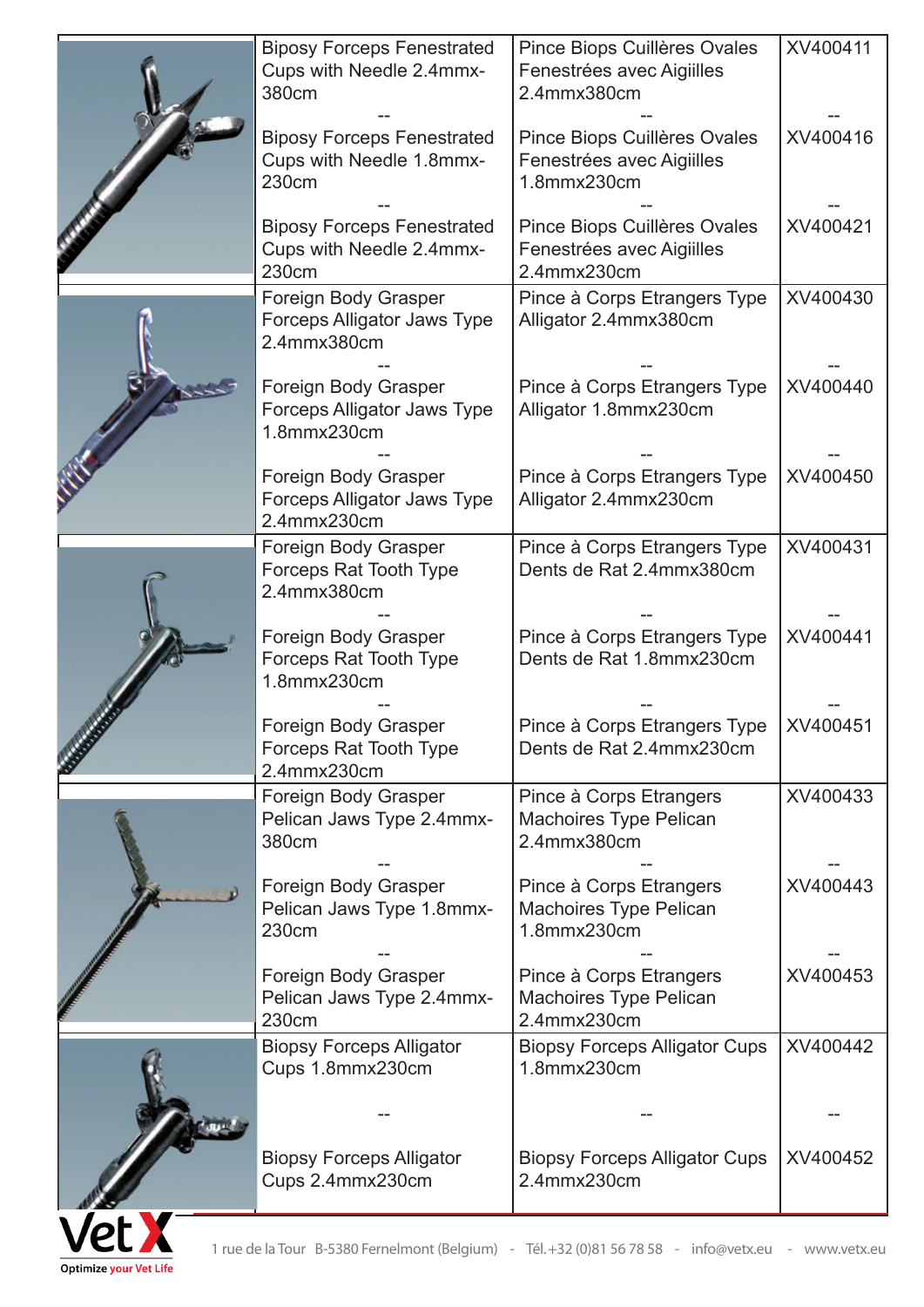| | | | |
|---|---|---|---|
| | Biposy Forceps Fenestrated Cups with Needle 2.4mmx-380cm<br>--<br>Biposy Forceps Fenestrated Cups with Needle 1.8mmx-230cm<br>--<br>Biposy Forceps Fenestrated Cups with Needle 2.4mmx-230cm | Pince Biops Cuillères Ovales Fenestrées avec Aigiilles 2.4mmx380cm<br>--<br>Pince Biops Cuillères Ovales Fenestrées avec Aigiilles 1.8mmx230cm<br>--<br>Pince Biops Cuillères Ovales Fenestrées avec Aigiilles 2.4mmx230cm | XV400411<br>--<br>XV400416<br>--<br>XV400421 |
| | Foreign Body Grasper Forceps Alligator Jaws Type 2.4mmx380cm<br>--<br>Foreign Body Grasper Forceps Alligator Jaws Type 1.8mmx230cm<br>--<br>Foreign Body Grasper Forceps Alligator Jaws Type 2.4mmx230cm | Pince à Corps Etrangers Type Alligator 2.4mmx380cm<br>--<br>Pince à Corps Etrangers Type Alligator 1.8mmx230cm<br>--<br>Pince à Corps Etrangers Type Alligator 2.4mmx230cm | XV400430<br>--<br>XV400440<br>--<br>XV400450 |
| | Foreign Body Grasper Forceps Rat Tooth Type 2.4mmx380cm<br>--<br>Foreign Body Grasper Forceps Rat Tooth Type 1.8mmx230cm<br>--<br>Foreign Body Grasper Forceps Rat Tooth Type 2.4mmx230cm | Pince à Corps Etrangers Type Dents de Rat 2.4mmx380cm<br>--<br>Pince à Corps Etrangers Type Dents de Rat 1.8mmx230cm<br>--<br>Pince à Corps Etrangers Type Dents de Rat 2.4mmx230cm | XV400431<br>--<br>XV400441<br>--<br>XV400451 |
| | Foreign Body Grasper Pelican Jaws Type 2.4mmx-380cm<br>--<br>Foreign Body Grasper Pelican Jaws Type 1.8mmx-230cm<br>--<br>Foreign Body Grasper Pelican Jaws Type 2.4mmx-230cm | Pince à Corps Etrangers Machoires Type Pelican 2.4mmx380cm<br>--<br>Pince à Corps Etrangers Machoires Type Pelican 1.8mmx230cm<br>--<br>Pince à Corps Etrangers Machoires Type Pelican 2.4mmx230cm | XV400433<br>--<br>XV400443<br>--<br>XV400453 |
| | Biopsy Forceps Alligator Cups 1.8mmx230cm<br>--<br>Biopsy Forceps Alligator Cups 2.4mmx230cm | Biopsy Forceps Alligator Cups 1.8mmx230cm<br>--<br>Biopsy Forceps Alligator Cups 2.4mmx230cm | XV400442<br>--<br>XV400452 |

VetX
Optimize your Vet Life

1 rue de la Tour B-5380 Fernelmont (Belgium) - Tél. +32 (0)81 56 78 58 - info@vetx.eu - www.vetx.eu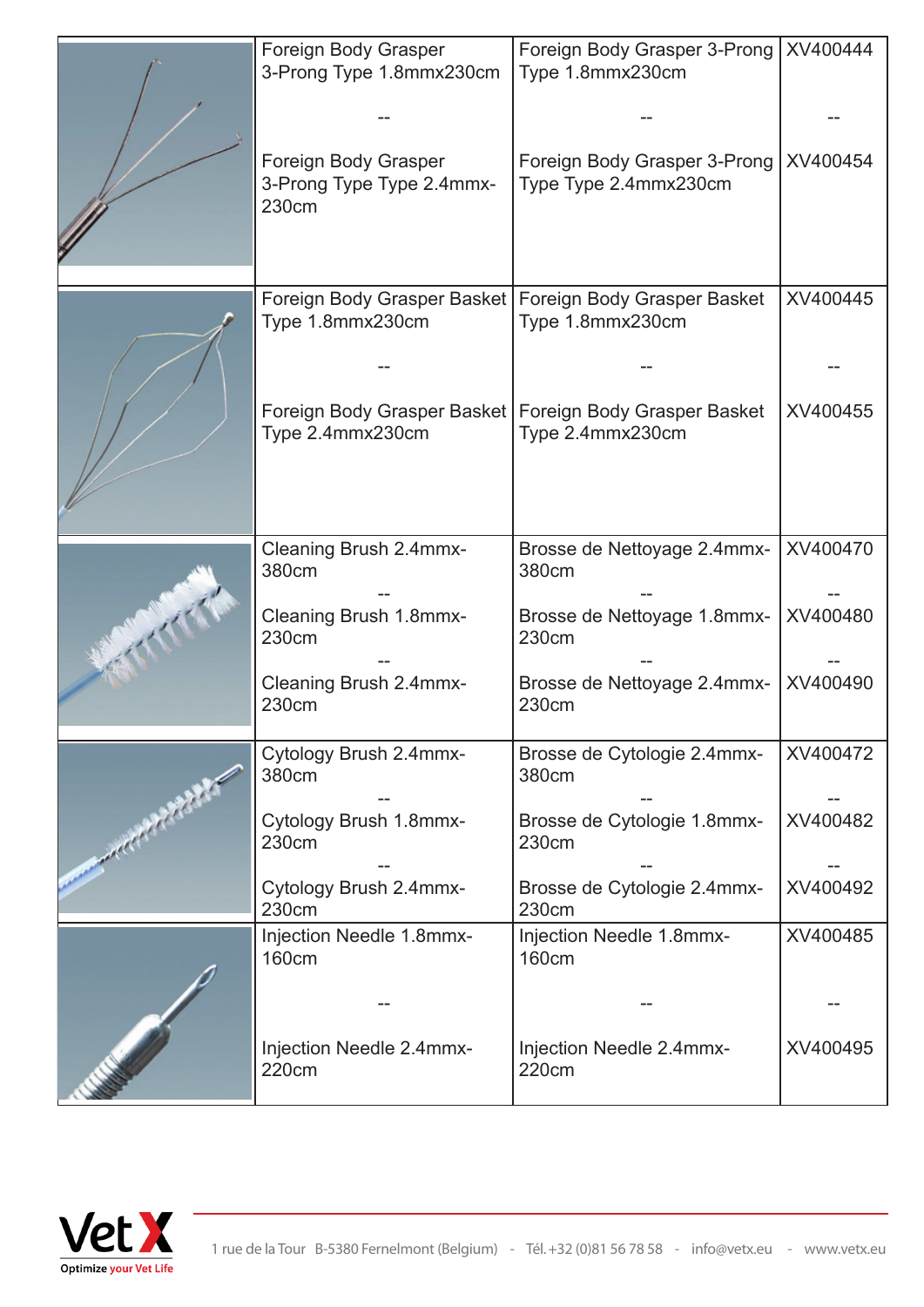| | | | |
|---|---|---|---|
| | Foreign Body Grasper 3-Prong Type 1.8mmx230cm<br>--<br>Foreign Body Grasper 3-Prong Type Type 2.4mmx-230cm | Foreign Body Grasper 3-Prong Type 1.8mmx230cm<br>--<br>Foreign Body Grasper 3-Prong Type Type 2.4mmx230cm | XV400444<br>--<br>XV400454 |
| | Foreign Body Grasper Basket Type 1.8mmx230cm<br>--<br>Foreign Body Grasper Basket Type 2.4mmx230cm | Foreign Body Grasper Basket Type 1.8mmx230cm<br>--<br>Foreign Body Grasper Basket Type 2.4mmx230cm | XV400445<br>--<br>XV400455 |
| | Cleaning Brush 2.4mmx-380cm<br>--<br>Cleaning Brush 1.8mmx-230cm<br>--<br>Cleaning Brush 2.4mmx-230cm | Brosse de Nettoyage 2.4mmx-380cm<br>--<br>Brosse de Nettoyage 1.8mmx-230cm<br>--<br>Brosse de Nettoyage 2.4mmx-230cm | XV400470<br>--<br>XV400480<br>--<br>XV400490 |
| | Cytology Brush 2.4mmx-380cm<br>--<br>Cytology Brush 1.8mmx-230cm<br>--<br>Cytology Brush 2.4mmx-230cm | Brosse de Cytologie 2.4mmx-380cm<br>--<br>Brosse de Cytologie 1.8mmx-230cm<br>--<br>Brosse de Cytologie 2.4mmx-230cm | XV400472<br>--<br>XV400482<br>--<br>XV400492 |
| | Injection Needle 1.8mmx-160cm<br>--<br>Injection Needle 2.4mmx-220cm | Injection Needle 1.8mmx-160cm<br>--<br>Injection Needle 2.4mmx-220cm | XV400485<br>--<br>XV400495 |

VetX Optimize your Vet Life

1 rue de la Tour B-5380 Fernelmont (Belgium) - Tél. +32 (0)81 56 78 58 - info@vetx.eu - www.vetx.eu